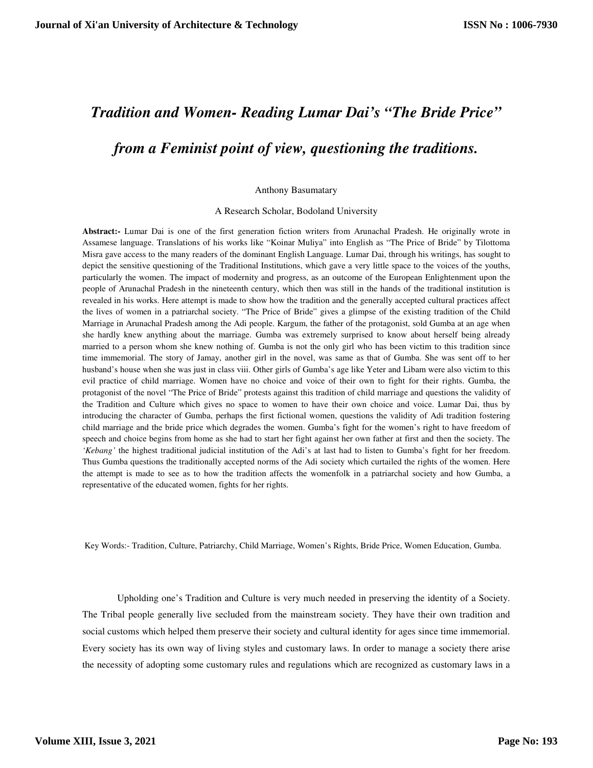# *Tradition and Women- Reading Lumar Dai's "The Bride Price" from a Feminist point of view, questioning the traditions.*

Anthony Basumatary

A Research Scholar, Bodoland University

**Abstract:-** Lumar Dai is one of the first generation fiction writers from Arunachal Pradesh. He originally wrote in Assamese language. Translations of his works like "Koinar Muliya" into English as "The Price of Bride" by Tilottoma Misra gave access to the many readers of the dominant English Language. Lumar Dai, through his writings, has sought to depict the sensitive questioning of the Traditional Institutions, which gave a very little space to the voices of the youths, particularly the women. The impact of modernity and progress, as an outcome of the European Enlightenment upon the people of Arunachal Pradesh in the nineteenth century, which then was still in the hands of the traditional institution is revealed in his works. Here attempt is made to show how the tradition and the generally accepted cultural practices affect the lives of women in a patriarchal society. "The Price of Bride" gives a glimpse of the existing tradition of the Child Marriage in Arunachal Pradesh among the Adi people. Kargum, the father of the protagonist, sold Gumba at an age when she hardly knew anything about the marriage. Gumba was extremely surprised to know about herself being already married to a person whom she knew nothing of. Gumba is not the only girl who has been victim to this tradition since time immemorial. The story of Jamay, another girl in the novel, was same as that of Gumba. She was sent off to her husband's house when she was just in class viii. Other girls of Gumba's age like Yeter and Libam were also victim to this evil practice of child marriage. Women have no choice and voice of their own to fight for their rights. Gumba, the protagonist of the novel "The Price of Bride" protests against this tradition of child marriage and questions the validity of the Tradition and Culture which gives no space to women to have their own choice and voice. Lumar Dai, thus by introducing the character of Gumba, perhaps the first fictional women, questions the validity of Adi tradition fostering child marriage and the bride price which degrades the women. Gumba's fight for the women's right to have freedom of speech and choice begins from home as she had to start her fight against her own father at first and then the society. The *'Kebang'* the highest traditional judicial institution of the Adi's at last had to listen to Gumba's fight for her freedom. Thus Gumba questions the traditionally accepted norms of the Adi society which curtailed the rights of the women. Here the attempt is made to see as to how the tradition affects the womenfolk in a patriarchal society and how Gumba, a representative of the educated women, fights for her rights.

Key Words:- Tradition, Culture, Patriarchy, Child Marriage, Women's Rights, Bride Price, Women Education, Gumba.

Upholding one's Tradition and Culture is very much needed in preserving the identity of a Society. The Tribal people generally live secluded from the mainstream society. They have their own tradition and social customs which helped them preserve their society and cultural identity for ages since time immemorial. Every society has its own way of living styles and customary laws. In order to manage a society there arise the necessity of adopting some customary rules and regulations which are recognized as customary laws in a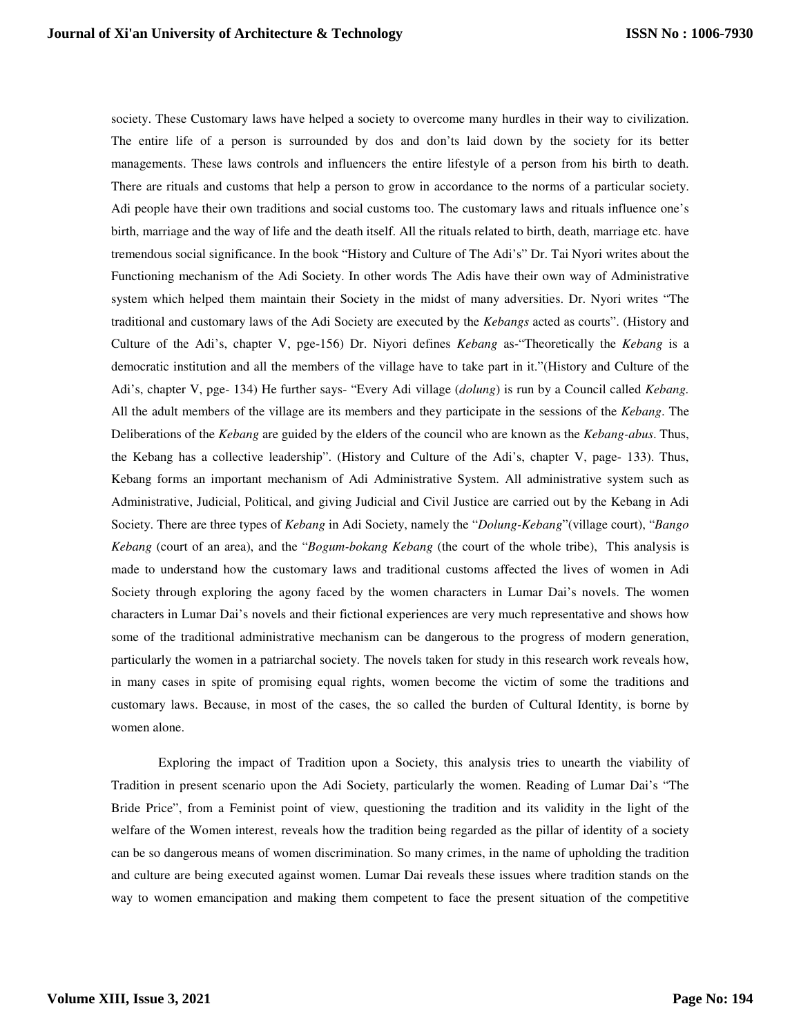society. These Customary laws have helped a society to overcome many hurdles in their way to civilization. The entire life of a person is surrounded by dos and don'ts laid down by the society for its better managements. These laws controls and influencers the entire lifestyle of a person from his birth to death. There are rituals and customs that help a person to grow in accordance to the norms of a particular society. Adi people have their own traditions and social customs too. The customary laws and rituals influence one's birth, marriage and the way of life and the death itself. All the rituals related to birth, death, marriage etc. have tremendous social significance. In the book "History and Culture of The Adi's" Dr. Tai Nyori writes about the Functioning mechanism of the Adi Society. In other words The Adis have their own way of Administrative system which helped them maintain their Society in the midst of many adversities. Dr. Nyori writes "The traditional and customary laws of the Adi Society are executed by the *Kebangs* acted as courts". (History and Culture of the Adi's, chapter V, pge-156) Dr. Niyori defines *Kebang* as-"Theoretically the *Kebang* is a democratic institution and all the members of the village have to take part in it."(History and Culture of the Adi's, chapter V, pge- 134) He further says- "Every Adi village (*dolung*) is run by a Council called *Kebang*. All the adult members of the village are its members and they participate in the sessions of the *Kebang*. The Deliberations of the *Kebang* are guided by the elders of the council who are known as the *Kebang-abus*. Thus, the Kebang has a collective leadership". (History and Culture of the Adi's, chapter V, page- 133). Thus, Kebang forms an important mechanism of Adi Administrative System. All administrative system such as Administrative, Judicial, Political, and giving Judicial and Civil Justice are carried out by the Kebang in Adi Society. There are three types of *Kebang* in Adi Society, namely the "*Dolung-Kebang*"(village court), "*Bango Kebang* (court of an area), and the "*Bogum-bokang Kebang* (the court of the whole tribe), This analysis is made to understand how the customary laws and traditional customs affected the lives of women in Adi Society through exploring the agony faced by the women characters in Lumar Dai's novels. The women characters in Lumar Dai's novels and their fictional experiences are very much representative and shows how some of the traditional administrative mechanism can be dangerous to the progress of modern generation, particularly the women in a patriarchal society. The novels taken for study in this research work reveals how, in many cases in spite of promising equal rights, women become the victim of some the traditions and customary laws. Because, in most of the cases, the so called the burden of Cultural Identity, is borne by women alone.

Exploring the impact of Tradition upon a Society, this analysis tries to unearth the viability of Tradition in present scenario upon the Adi Society, particularly the women. Reading of Lumar Dai's "The Bride Price", from a Feminist point of view, questioning the tradition and its validity in the light of the welfare of the Women interest, reveals how the tradition being regarded as the pillar of identity of a society can be so dangerous means of women discrimination. So many crimes, in the name of upholding the tradition and culture are being executed against women. Lumar Dai reveals these issues where tradition stands on the way to women emancipation and making them competent to face the present situation of the competitive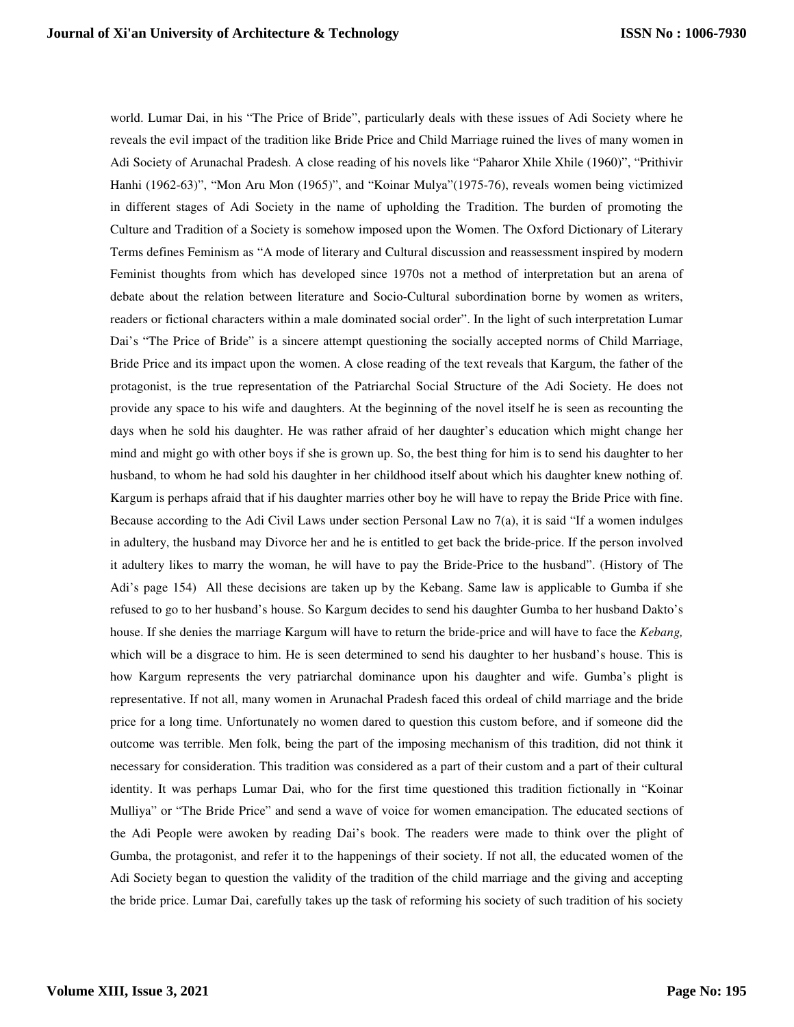world. Lumar Dai, in his "The Price of Bride", particularly deals with these issues of Adi Society where he reveals the evil impact of the tradition like Bride Price and Child Marriage ruined the lives of many women in Adi Society of Arunachal Pradesh. A close reading of his novels like "Paharor Xhile Xhile (1960)", "Prithivir Hanhi (1962-63)", "Mon Aru Mon (1965)", and "Koinar Mulya"(1975-76), reveals women being victimized in different stages of Adi Society in the name of upholding the Tradition. The burden of promoting the Culture and Tradition of a Society is somehow imposed upon the Women. The Oxford Dictionary of Literary Terms defines Feminism as "A mode of literary and Cultural discussion and reassessment inspired by modern Feminist thoughts from which has developed since 1970s not a method of interpretation but an arena of debate about the relation between literature and Socio-Cultural subordination borne by women as writers, readers or fictional characters within a male dominated social order". In the light of such interpretation Lumar Dai's "The Price of Bride" is a sincere attempt questioning the socially accepted norms of Child Marriage, Bride Price and its impact upon the women. A close reading of the text reveals that Kargum, the father of the protagonist, is the true representation of the Patriarchal Social Structure of the Adi Society. He does not provide any space to his wife and daughters. At the beginning of the novel itself he is seen as recounting the days when he sold his daughter. He was rather afraid of her daughter's education which might change her mind and might go with other boys if she is grown up. So, the best thing for him is to send his daughter to her husband, to whom he had sold his daughter in her childhood itself about which his daughter knew nothing of. Kargum is perhaps afraid that if his daughter marries other boy he will have to repay the Bride Price with fine. Because according to the Adi Civil Laws under section Personal Law no 7(a), it is said "If a women indulges in adultery, the husband may Divorce her and he is entitled to get back the bride-price. If the person involved it adultery likes to marry the woman, he will have to pay the Bride-Price to the husband". (History of The Adi's page 154) All these decisions are taken up by the Kebang. Same law is applicable to Gumba if she refused to go to her husband's house. So Kargum decides to send his daughter Gumba to her husband Dakto's house. If she denies the marriage Kargum will have to return the bride-price and will have to face the *Kebang,* which will be a disgrace to him. He is seen determined to send his daughter to her husband's house. This is how Kargum represents the very patriarchal dominance upon his daughter and wife. Gumba's plight is representative. If not all, many women in Arunachal Pradesh faced this ordeal of child marriage and the bride price for a long time. Unfortunately no women dared to question this custom before, and if someone did the outcome was terrible. Men folk, being the part of the imposing mechanism of this tradition, did not think it necessary for consideration. This tradition was considered as a part of their custom and a part of their cultural identity. It was perhaps Lumar Dai, who for the first time questioned this tradition fictionally in "Koinar Mulliya" or "The Bride Price" and send a wave of voice for women emancipation. The educated sections of the Adi People were awoken by reading Dai's book. The readers were made to think over the plight of Gumba, the protagonist, and refer it to the happenings of their society. If not all, the educated women of the Adi Society began to question the validity of the tradition of the child marriage and the giving and accepting the bride price. Lumar Dai, carefully takes up the task of reforming his society of such tradition of his society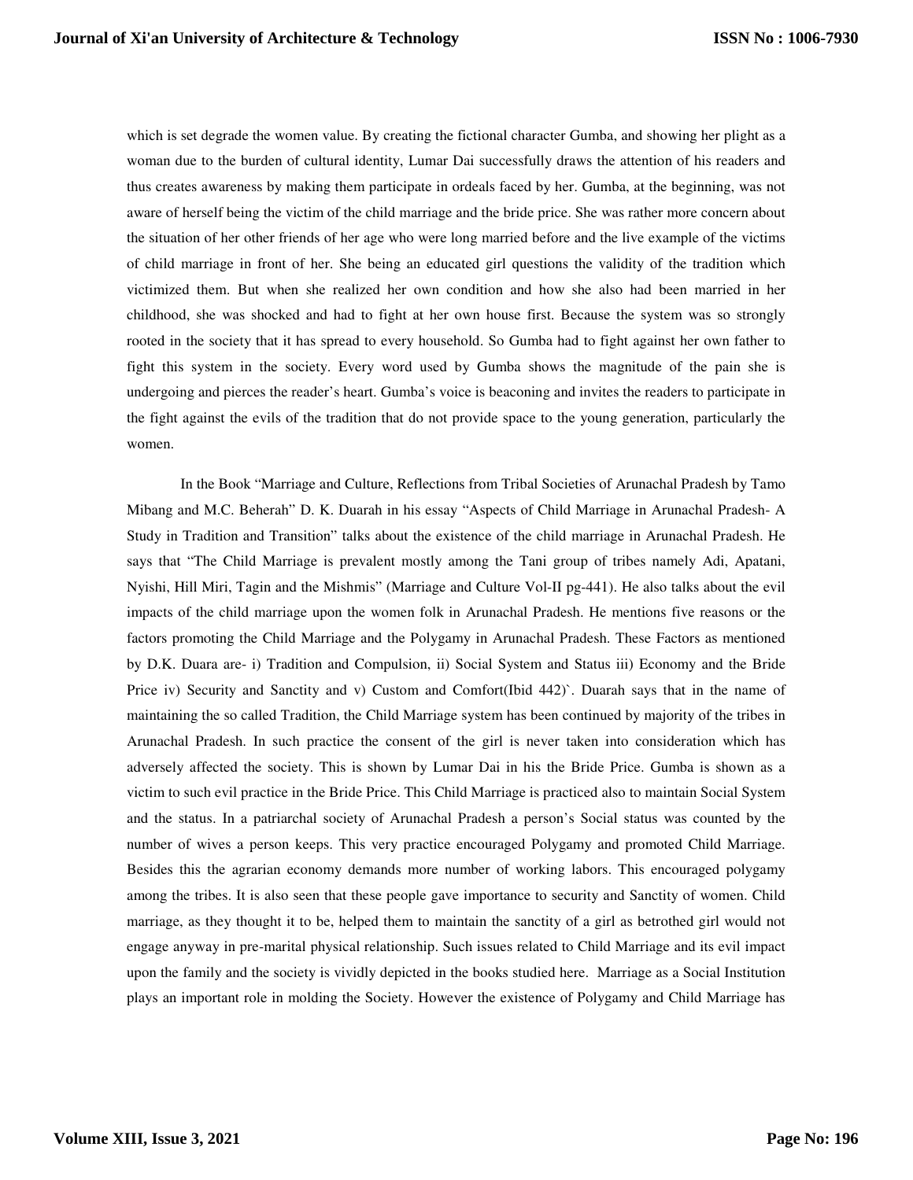which is set degrade the women value. By creating the fictional character Gumba, and showing her plight as a woman due to the burden of cultural identity, Lumar Dai successfully draws the attention of his readers and thus creates awareness by making them participate in ordeals faced by her. Gumba, at the beginning, was not aware of herself being the victim of the child marriage and the bride price. She was rather more concern about the situation of her other friends of her age who were long married before and the live example of the victims of child marriage in front of her. She being an educated girl questions the validity of the tradition which victimized them. But when she realized her own condition and how she also had been married in her childhood, she was shocked and had to fight at her own house first. Because the system was so strongly rooted in the society that it has spread to every household. So Gumba had to fight against her own father to fight this system in the society. Every word used by Gumba shows the magnitude of the pain she is undergoing and pierces the reader's heart. Gumba's voice is beaconing and invites the readers to participate in the fight against the evils of the tradition that do not provide space to the young generation, particularly the women.

In the Book "Marriage and Culture, Reflections from Tribal Societies of Arunachal Pradesh by Tamo Mibang and M.C. Beherah" D. K. Duarah in his essay "Aspects of Child Marriage in Arunachal Pradesh- A Study in Tradition and Transition" talks about the existence of the child marriage in Arunachal Pradesh. He says that "The Child Marriage is prevalent mostly among the Tani group of tribes namely Adi, Apatani, Nyishi, Hill Miri, Tagin and the Mishmis" (Marriage and Culture Vol-II pg-441). He also talks about the evil impacts of the child marriage upon the women folk in Arunachal Pradesh. He mentions five reasons or the factors promoting the Child Marriage and the Polygamy in Arunachal Pradesh. These Factors as mentioned by D.K. Duara are- i) Tradition and Compulsion, ii) Social System and Status iii) Economy and the Bride Price iv) Security and Sanctity and v) Custom and Comfort(Ibid 442)`. Duarah says that in the name of maintaining the so called Tradition, the Child Marriage system has been continued by majority of the tribes in Arunachal Pradesh. In such practice the consent of the girl is never taken into consideration which has adversely affected the society. This is shown by Lumar Dai in his the Bride Price. Gumba is shown as a victim to such evil practice in the Bride Price. This Child Marriage is practiced also to maintain Social System and the status. In a patriarchal society of Arunachal Pradesh a person's Social status was counted by the number of wives a person keeps. This very practice encouraged Polygamy and promoted Child Marriage. Besides this the agrarian economy demands more number of working labors. This encouraged polygamy among the tribes. It is also seen that these people gave importance to security and Sanctity of women. Child marriage, as they thought it to be, helped them to maintain the sanctity of a girl as betrothed girl would not engage anyway in pre-marital physical relationship. Such issues related to Child Marriage and its evil impact upon the family and the society is vividly depicted in the books studied here. Marriage as a Social Institution plays an important role in molding the Society. However the existence of Polygamy and Child Marriage has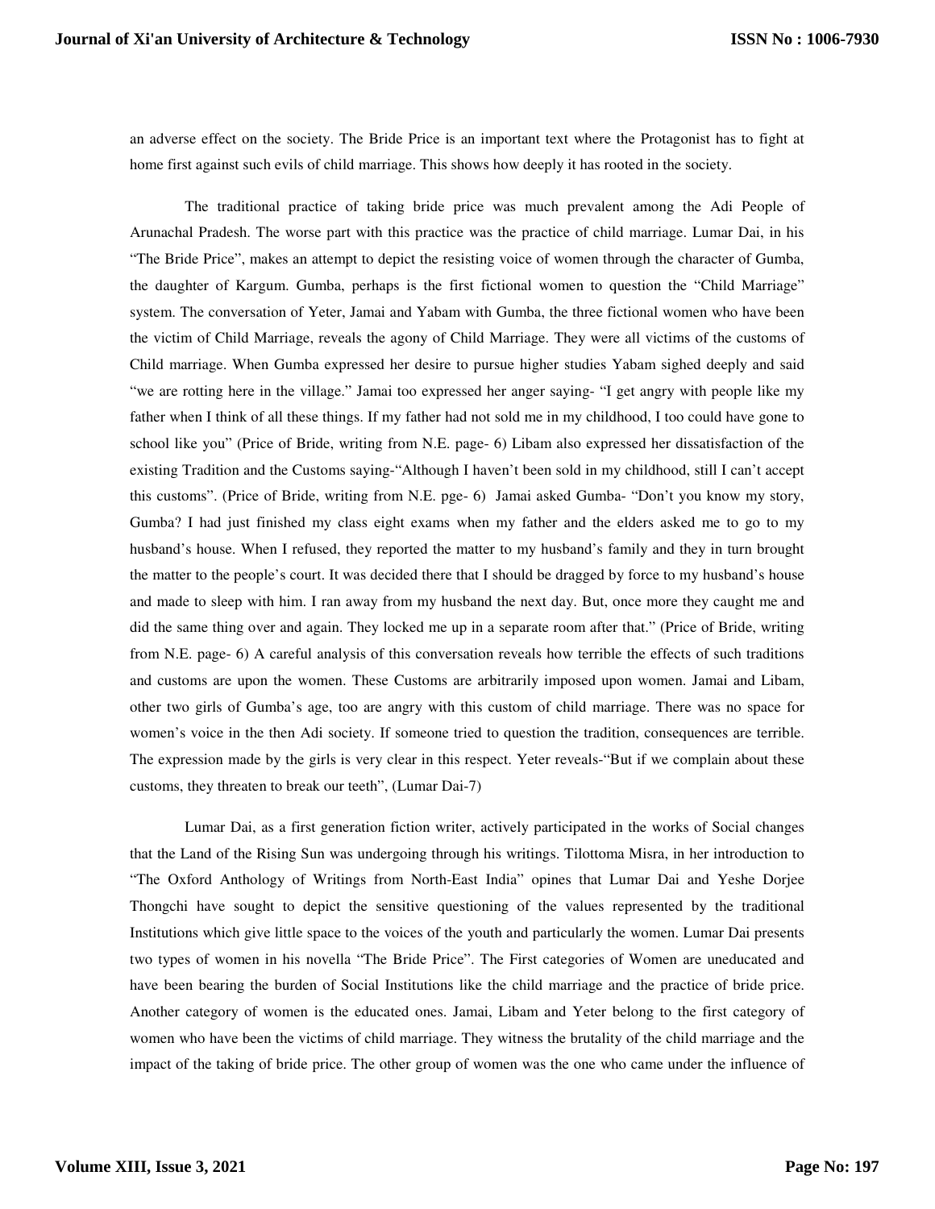an adverse effect on the society. The Bride Price is an important text where the Protagonist has to fight at home first against such evils of child marriage. This shows how deeply it has rooted in the society.

The traditional practice of taking bride price was much prevalent among the Adi People of Arunachal Pradesh. The worse part with this practice was the practice of child marriage. Lumar Dai, in his "The Bride Price", makes an attempt to depict the resisting voice of women through the character of Gumba, the daughter of Kargum. Gumba, perhaps is the first fictional women to question the "Child Marriage" system. The conversation of Yeter, Jamai and Yabam with Gumba, the three fictional women who have been the victim of Child Marriage, reveals the agony of Child Marriage. They were all victims of the customs of Child marriage. When Gumba expressed her desire to pursue higher studies Yabam sighed deeply and said "we are rotting here in the village." Jamai too expressed her anger saying- "I get angry with people like my father when I think of all these things. If my father had not sold me in my childhood, I too could have gone to school like you" (Price of Bride, writing from N.E. page- 6) Libam also expressed her dissatisfaction of the existing Tradition and the Customs saying-"Although I haven't been sold in my childhood, still I can't accept this customs". (Price of Bride, writing from N.E. pge- 6) Jamai asked Gumba- "Don't you know my story, Gumba? I had just finished my class eight exams when my father and the elders asked me to go to my husband's house. When I refused, they reported the matter to my husband's family and they in turn brought the matter to the people's court. It was decided there that I should be dragged by force to my husband's house and made to sleep with him. I ran away from my husband the next day. But, once more they caught me and did the same thing over and again. They locked me up in a separate room after that." (Price of Bride, writing from N.E. page- 6) A careful analysis of this conversation reveals how terrible the effects of such traditions and customs are upon the women. These Customs are arbitrarily imposed upon women. Jamai and Libam, other two girls of Gumba's age, too are angry with this custom of child marriage. There was no space for women's voice in the then Adi society. If someone tried to question the tradition, consequences are terrible. The expression made by the girls is very clear in this respect. Yeter reveals-"But if we complain about these customs, they threaten to break our teeth", (Lumar Dai-7)

Lumar Dai, as a first generation fiction writer, actively participated in the works of Social changes that the Land of the Rising Sun was undergoing through his writings. Tilottoma Misra, in her introduction to "The Oxford Anthology of Writings from North-East India" opines that Lumar Dai and Yeshe Dorjee Thongchi have sought to depict the sensitive questioning of the values represented by the traditional Institutions which give little space to the voices of the youth and particularly the women. Lumar Dai presents two types of women in his novella "The Bride Price". The First categories of Women are uneducated and have been bearing the burden of Social Institutions like the child marriage and the practice of bride price. Another category of women is the educated ones. Jamai, Libam and Yeter belong to the first category of women who have been the victims of child marriage. They witness the brutality of the child marriage and the impact of the taking of bride price. The other group of women was the one who came under the influence of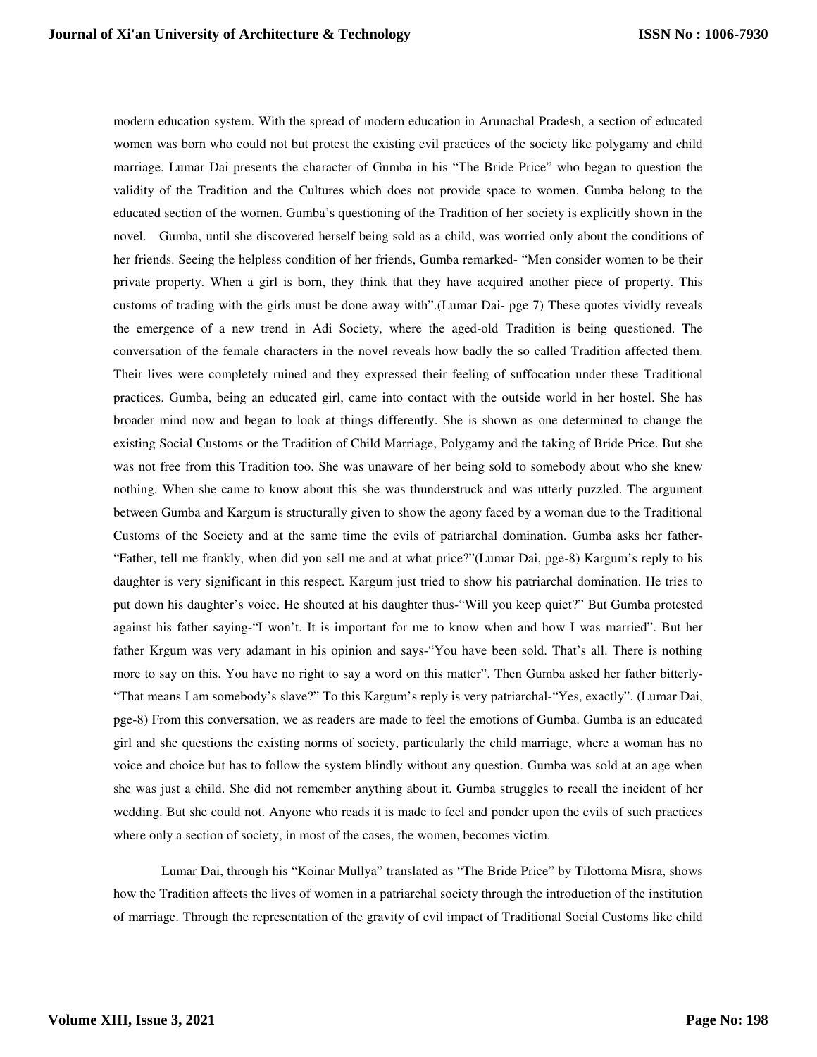modern education system. With the spread of modern education in Arunachal Pradesh, a section of educated women was born who could not but protest the existing evil practices of the society like polygamy and child marriage. Lumar Dai presents the character of Gumba in his "The Bride Price" who began to question the validity of the Tradition and the Cultures which does not provide space to women. Gumba belong to the educated section of the women. Gumba's questioning of the Tradition of her society is explicitly shown in the novel. Gumba, until she discovered herself being sold as a child, was worried only about the conditions of her friends. Seeing the helpless condition of her friends, Gumba remarked- "Men consider women to be their private property. When a girl is born, they think that they have acquired another piece of property. This customs of trading with the girls must be done away with".(Lumar Dai- pge 7) These quotes vividly reveals the emergence of a new trend in Adi Society, where the aged-old Tradition is being questioned. The conversation of the female characters in the novel reveals how badly the so called Tradition affected them. Their lives were completely ruined and they expressed their feeling of suffocation under these Traditional practices. Gumba, being an educated girl, came into contact with the outside world in her hostel. She has broader mind now and began to look at things differently. She is shown as one determined to change the existing Social Customs or the Tradition of Child Marriage, Polygamy and the taking of Bride Price. But she was not free from this Tradition too. She was unaware of her being sold to somebody about who she knew nothing. When she came to know about this she was thunderstruck and was utterly puzzled. The argument between Gumba and Kargum is structurally given to show the agony faced by a woman due to the Traditional Customs of the Society and at the same time the evils of patriarchal domination. Gumba asks her father- "Father, tell me frankly, when did you sell me and at what price?"(Lumar Dai, pge-8) Kargum's reply to his daughter is very significant in this respect. Kargum just tried to show his patriarchal domination. He tries to put down his daughter's voice. He shouted at his daughter thus-"Will you keep quiet?" But Gumba protested against his father saying-"I won't. It is important for me to know when and how I was married". But her father Krgum was very adamant in his opinion and says-"You have been sold. That's all. There is nothing more to say on this. You have no right to say a word on this matter". Then Gumba asked her father bitterly- "That means I am somebody's slave?" To this Kargum's reply is very patriarchal-"Yes, exactly". (Lumar Dai, pge-8) From this conversation, we as readers are made to feel the emotions of Gumba. Gumba is an educated girl and she questions the existing norms of society, particularly the child marriage, where a woman has no voice and choice but has to follow the system blindly without any question. Gumba was sold at an age when she was just a child. She did not remember anything about it. Gumba struggles to recall the incident of her wedding. But she could not. Anyone who reads it is made to feel and ponder upon the evils of such practices where only a section of society, in most of the cases, the women, becomes victim.

Lumar Dai, through his "Koinar Mullya" translated as "The Bride Price" by Tilottoma Misra, shows how the Tradition affects the lives of women in a patriarchal society through the introduction of the institution of marriage. Through the representation of the gravity of evil impact of Traditional Social Customs like child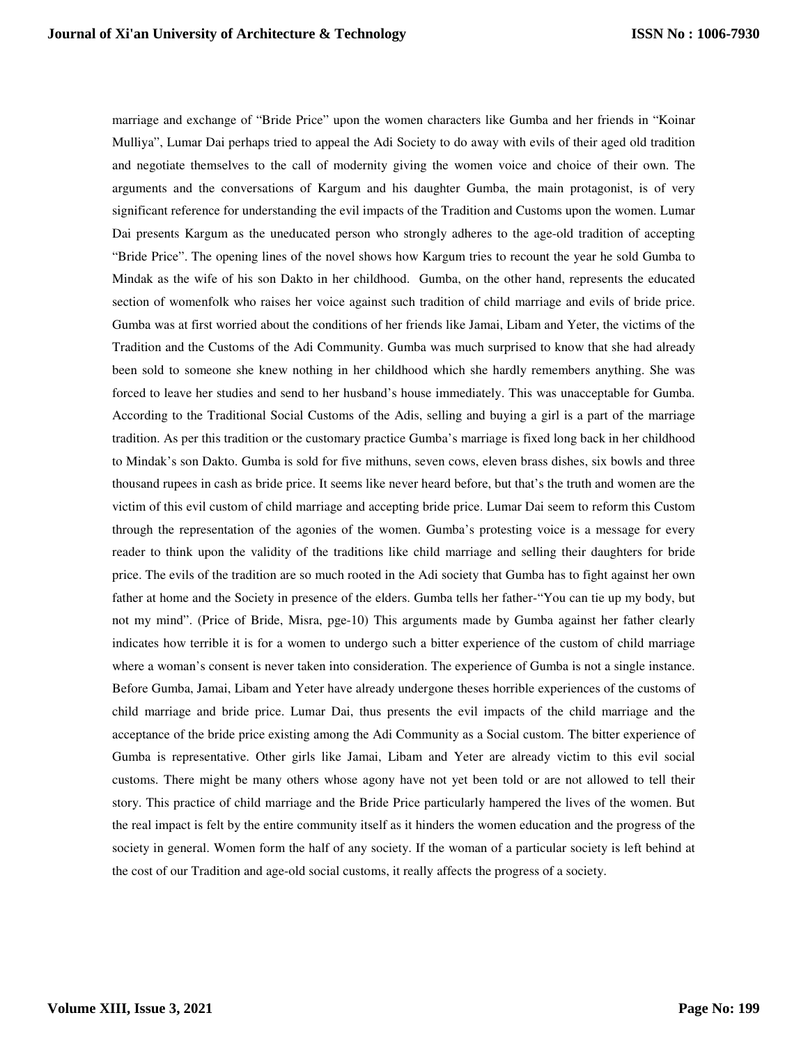marriage and exchange of "Bride Price" upon the women characters like Gumba and her friends in "Koinar Mulliya", Lumar Dai perhaps tried to appeal the Adi Society to do away with evils of their aged old tradition and negotiate themselves to the call of modernity giving the women voice and choice of their own. The arguments and the conversations of Kargum and his daughter Gumba, the main protagonist, is of very significant reference for understanding the evil impacts of the Tradition and Customs upon the women. Lumar Dai presents Kargum as the uneducated person who strongly adheres to the age-old tradition of accepting "Bride Price". The opening lines of the novel shows how Kargum tries to recount the year he sold Gumba to Mindak as the wife of his son Dakto in her childhood. Gumba, on the other hand, represents the educated section of womenfolk who raises her voice against such tradition of child marriage and evils of bride price. Gumba was at first worried about the conditions of her friends like Jamai, Libam and Yeter, the victims of the Tradition and the Customs of the Adi Community. Gumba was much surprised to know that she had already been sold to someone she knew nothing in her childhood which she hardly remembers anything. She was forced to leave her studies and send to her husband's house immediately. This was unacceptable for Gumba. According to the Traditional Social Customs of the Adis, selling and buying a girl is a part of the marriage tradition. As per this tradition or the customary practice Gumba's marriage is fixed long back in her childhood to Mindak's son Dakto. Gumba is sold for five mithuns, seven cows, eleven brass dishes, six bowls and three thousand rupees in cash as bride price. It seems like never heard before, but that's the truth and women are the victim of this evil custom of child marriage and accepting bride price. Lumar Dai seem to reform this Custom through the representation of the agonies of the women. Gumba's protesting voice is a message for every reader to think upon the validity of the traditions like child marriage and selling their daughters for bride price. The evils of the tradition are so much rooted in the Adi society that Gumba has to fight against her own father at home and the Society in presence of the elders. Gumba tells her father-"You can tie up my body, but not my mind". (Price of Bride, Misra, pge-10) This arguments made by Gumba against her father clearly indicates how terrible it is for a women to undergo such a bitter experience of the custom of child marriage where a woman's consent is never taken into consideration. The experience of Gumba is not a single instance. Before Gumba, Jamai, Libam and Yeter have already undergone theses horrible experiences of the customs of child marriage and bride price. Lumar Dai, thus presents the evil impacts of the child marriage and the acceptance of the bride price existing among the Adi Community as a Social custom. The bitter experience of Gumba is representative. Other girls like Jamai, Libam and Yeter are already victim to this evil social customs. There might be many others whose agony have not yet been told or are not allowed to tell their story. This practice of child marriage and the Bride Price particularly hampered the lives of the women. But the real impact is felt by the entire community itself as it hinders the women education and the progress of the society in general. Women form the half of any society. If the woman of a particular society is left behind at the cost of our Tradition and age-old social customs, it really affects the progress of a society.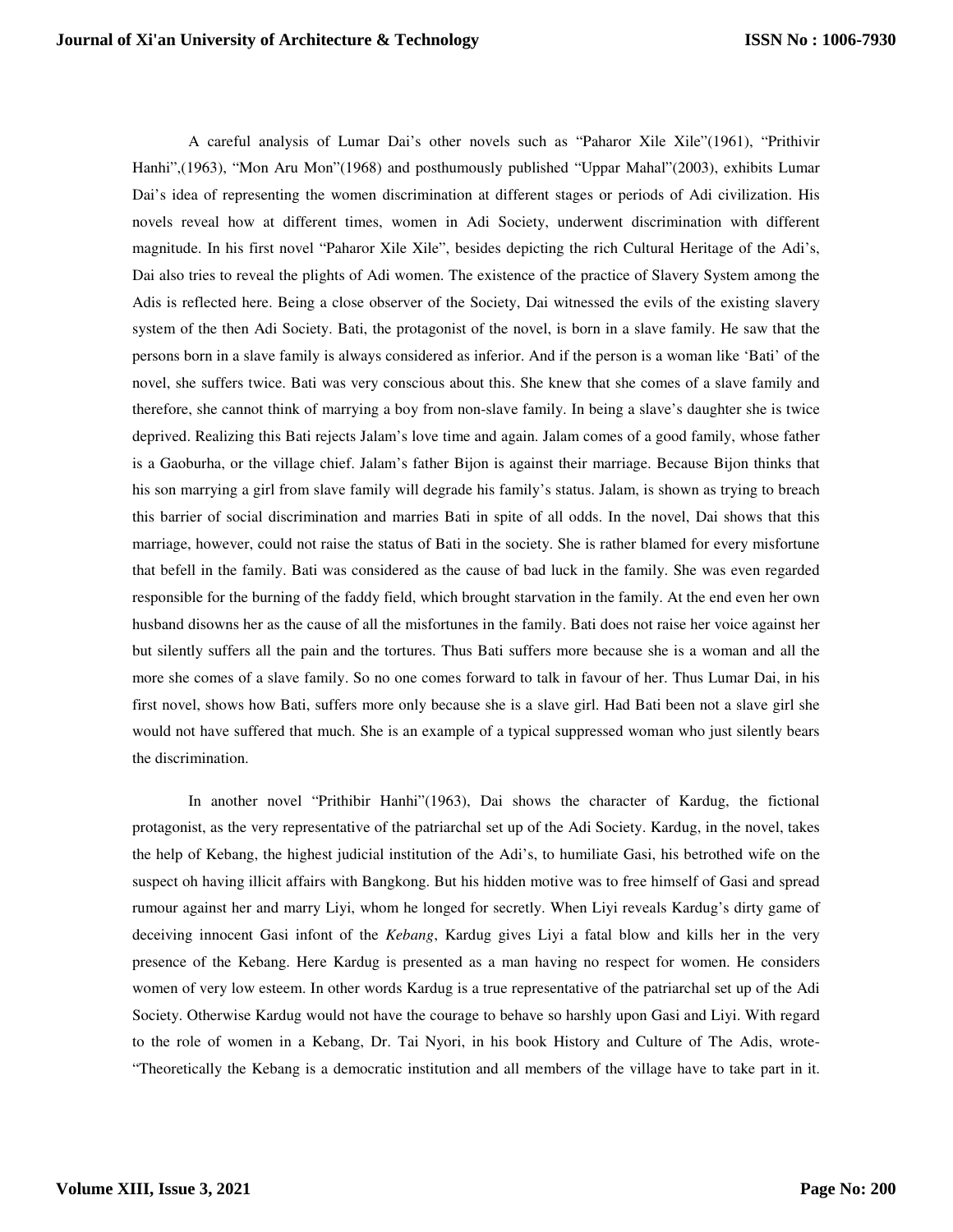A careful analysis of Lumar Dai's other novels such as "Paharor Xile Xile"(1961), "Prithivir Hanhi",(1963), "Mon Aru Mon"(1968) and posthumously published "Uppar Mahal"(2003), exhibits Lumar Dai's idea of representing the women discrimination at different stages or periods of Adi civilization. His novels reveal how at different times, women in Adi Society, underwent discrimination with different magnitude. In his first novel "Paharor Xile Xile", besides depicting the rich Cultural Heritage of the Adi's, Dai also tries to reveal the plights of Adi women. The existence of the practice of Slavery System among the Adis is reflected here. Being a close observer of the Society, Dai witnessed the evils of the existing slavery system of the then Adi Society. Bati, the protagonist of the novel, is born in a slave family. He saw that the persons born in a slave family is always considered as inferior. And if the person is a woman like 'Bati' of the novel, she suffers twice. Bati was very conscious about this. She knew that she comes of a slave family and therefore, she cannot think of marrying a boy from non-slave family. In being a slave's daughter she is twice deprived. Realizing this Bati rejects Jalam's love time and again. Jalam comes of a good family, whose father is a Gaoburha, or the village chief. Jalam's father Bijon is against their marriage. Because Bijon thinks that his son marrying a girl from slave family will degrade his family's status. Jalam, is shown as trying to breach this barrier of social discrimination and marries Bati in spite of all odds. In the novel, Dai shows that this marriage, however, could not raise the status of Bati in the society. She is rather blamed for every misfortune that befell in the family. Bati was considered as the cause of bad luck in the family. She was even regarded responsible for the burning of the faddy field, which brought starvation in the family. At the end even her own husband disowns her as the cause of all the misfortunes in the family. Bati does not raise her voice against her but silently suffers all the pain and the tortures. Thus Bati suffers more because she is a woman and all the more she comes of a slave family. So no one comes forward to talk in favour of her. Thus Lumar Dai, in his first novel, shows how Bati, suffers more only because she is a slave girl. Had Bati been not a slave girl she would not have suffered that much. She is an example of a typical suppressed woman who just silently bears the discrimination.

In another novel "Prithibir Hanhi"(1963), Dai shows the character of Kardug, the fictional protagonist, as the very representative of the patriarchal set up of the Adi Society. Kardug, in the novel, takes the help of Kebang, the highest judicial institution of the Adi's, to humiliate Gasi, his betrothed wife on the suspect oh having illicit affairs with Bangkong. But his hidden motive was to free himself of Gasi and spread rumour against her and marry Liyi, whom he longed for secretly. When Liyi reveals Kardug's dirty game of deceiving innocent Gasi infont of the *Kebang*, Kardug gives Liyi a fatal blow and kills her in the very presence of the Kebang. Here Kardug is presented as a man having no respect for women. He considers women of very low esteem. In other words Kardug is a true representative of the patriarchal set up of the Adi Society. Otherwise Kardug would not have the courage to behave so harshly upon Gasi and Liyi. With regard to the role of women in a Kebang, Dr. Tai Nyori, in his book History and Culture of The Adis, wrote- "Theoretically the Kebang is a democratic institution and all members of the village have to take part in it.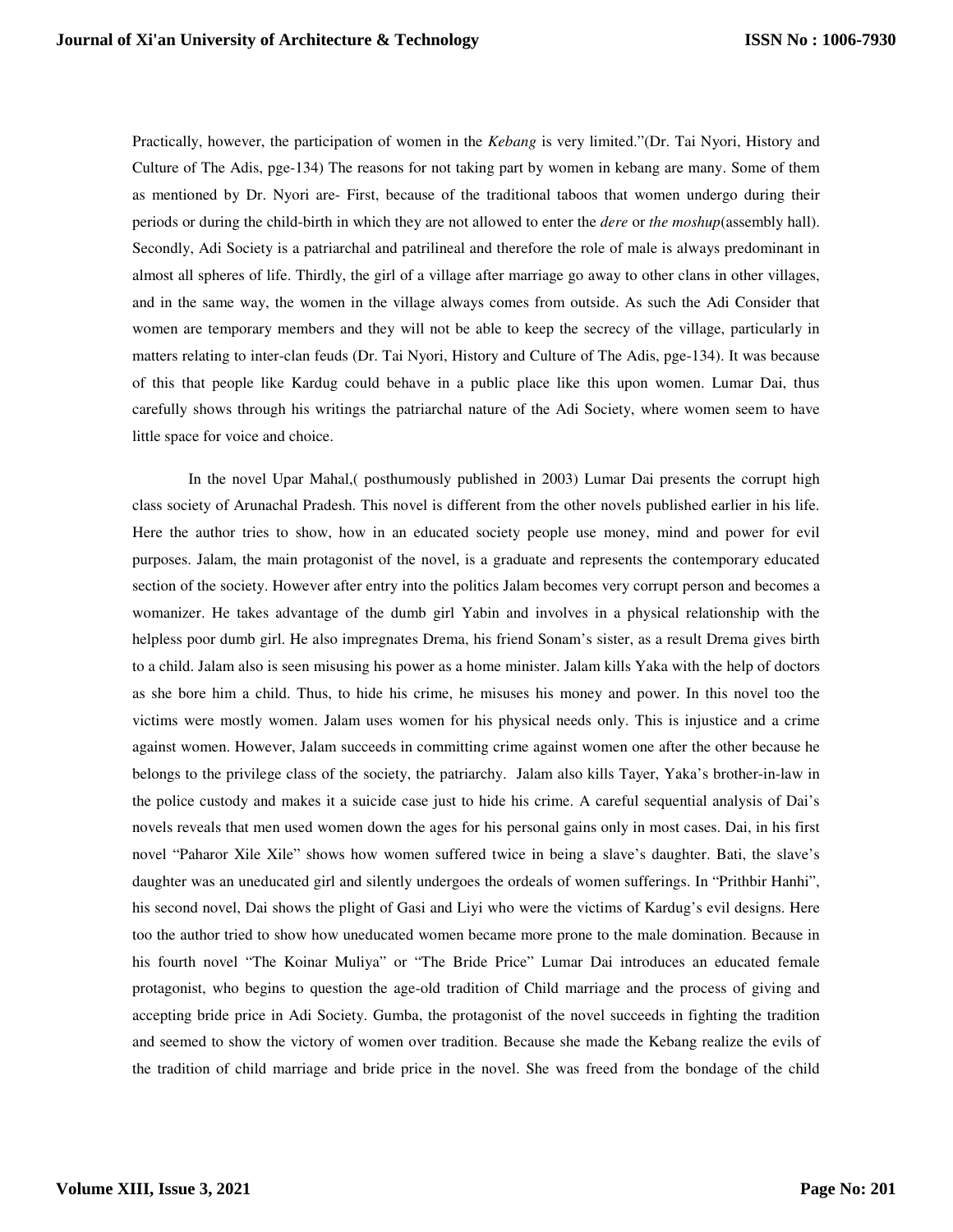Practically, however, the participation of women in the *Kebang* is very limited."(Dr. Tai Nyori, History and Culture of The Adis, pge-134) The reasons for not taking part by women in kebang are many. Some of them as mentioned by Dr. Nyori are- First, because of the traditional taboos that women undergo during their periods or during the child-birth in which they are not allowed to enter the *dere* or *the moshup*(assembly hall). Secondly, Adi Society is a patriarchal and patrilineal and therefore the role of male is always predominant in almost all spheres of life. Thirdly, the girl of a village after marriage go away to other clans in other villages, and in the same way, the women in the village always comes from outside. As such the Adi Consider that women are temporary members and they will not be able to keep the secrecy of the village, particularly in matters relating to inter-clan feuds (Dr. Tai Nyori, History and Culture of The Adis, pge-134). It was because of this that people like Kardug could behave in a public place like this upon women. Lumar Dai, thus carefully shows through his writings the patriarchal nature of the Adi Society, where women seem to have little space for voice and choice.

In the novel Upar Mahal,( posthumously published in 2003) Lumar Dai presents the corrupt high class society of Arunachal Pradesh. This novel is different from the other novels published earlier in his life. Here the author tries to show, how in an educated society people use money, mind and power for evil purposes. Jalam, the main protagonist of the novel, is a graduate and represents the contemporary educated section of the society. However after entry into the politics Jalam becomes very corrupt person and becomes a womanizer. He takes advantage of the dumb girl Yabin and involves in a physical relationship with the helpless poor dumb girl. He also impregnates Drema, his friend Sonam's sister, as a result Drema gives birth to a child. Jalam also is seen misusing his power as a home minister. Jalam kills Yaka with the help of doctors as she bore him a child. Thus, to hide his crime, he misuses his money and power. In this novel too the victims were mostly women. Jalam uses women for his physical needs only. This is injustice and a crime against women. However, Jalam succeeds in committing crime against women one after the other because he belongs to the privilege class of the society, the patriarchy. Jalam also kills Tayer, Yaka's brother-in-law in the police custody and makes it a suicide case just to hide his crime. A careful sequential analysis of Dai's novels reveals that men used women down the ages for his personal gains only in most cases. Dai, in his first novel "Paharor Xile Xile" shows how women suffered twice in being a slave's daughter. Bati, the slave's daughter was an uneducated girl and silently undergoes the ordeals of women sufferings. In "Prithbir Hanhi", his second novel, Dai shows the plight of Gasi and Liyi who were the victims of Kardug's evil designs. Here too the author tried to show how uneducated women became more prone to the male domination. Because in his fourth novel "The Koinar Muliya" or "The Bride Price" Lumar Dai introduces an educated female protagonist, who begins to question the age-old tradition of Child marriage and the process of giving and accepting bride price in Adi Society. Gumba, the protagonist of the novel succeeds in fighting the tradition and seemed to show the victory of women over tradition. Because she made the Kebang realize the evils of the tradition of child marriage and bride price in the novel. She was freed from the bondage of the child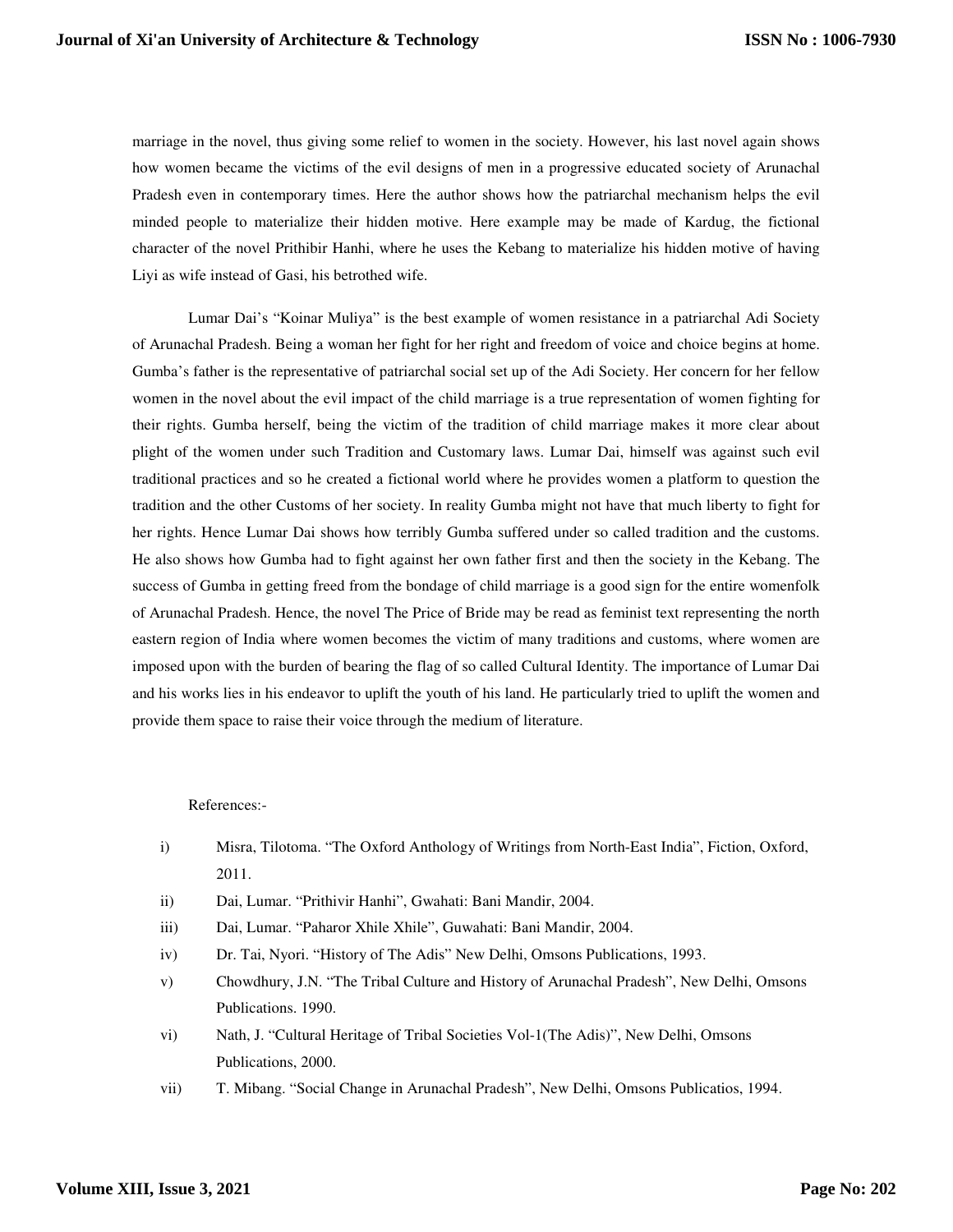marriage in the novel, thus giving some relief to women in the society. However, his last novel again shows how women became the victims of the evil designs of men in a progressive educated society of Arunachal Pradesh even in contemporary times. Here the author shows how the patriarchal mechanism helps the evil minded people to materialize their hidden motive. Here example may be made of Kardug, the fictional character of the novel Prithibir Hanhi, where he uses the Kebang to materialize his hidden motive of having Liyi as wife instead of Gasi, his betrothed wife.

Lumar Dai's "Koinar Muliya" is the best example of women resistance in a patriarchal Adi Society of Arunachal Pradesh. Being a woman her fight for her right and freedom of voice and choice begins at home. Gumba's father is the representative of patriarchal social set up of the Adi Society. Her concern for her fellow women in the novel about the evil impact of the child marriage is a true representation of women fighting for their rights. Gumba herself, being the victim of the tradition of child marriage makes it more clear about plight of the women under such Tradition and Customary laws. Lumar Dai, himself was against such evil traditional practices and so he created a fictional world where he provides women a platform to question the tradition and the other Customs of her society. In reality Gumba might not have that much liberty to fight for her rights. Hence Lumar Dai shows how terribly Gumba suffered under so called tradition and the customs. He also shows how Gumba had to fight against her own father first and then the society in the Kebang. The success of Gumba in getting freed from the bondage of child marriage is a good sign for the entire womenfolk of Arunachal Pradesh. Hence, the novel The Price of Bride may be read as feminist text representing the north eastern region of India where women becomes the victim of many traditions and customs, where women are imposed upon with the burden of bearing the flag of so called Cultural Identity. The importance of Lumar Dai and his works lies in his endeavor to uplift the youth of his land. He particularly tried to uplift the women and provide them space to raise their voice through the medium of literature.

References:-

i) Misra, Tilotoma. "The Oxford Anthology of Writings from North-East India", Fiction, Oxford, 2011.
ii) Dai, Lumar. "Prithivir Hanhi", Gwahati: Bani Mandir, 2004.
iii) Dai, Lumar. "Paharor Xhile Xhile", Guwahati: Bani Mandir, 2004.
iv) Dr. Tai, Nyori. "History of The Adis" New Delhi, Omsons Publications, 1993.
v) Chowdhury, J.N. "The Tribal Culture and History of Arunachal Pradesh", New Delhi, Omsons Publications. 1990.
vi) Nath, J. "Cultural Heritage of Tribal Societies Vol-1(The Adis)", New Delhi, Omsons Publications, 2000.
vii) T. Mibang. "Social Change in Arunachal Pradesh", New Delhi, Omsons Publicatios, 1994.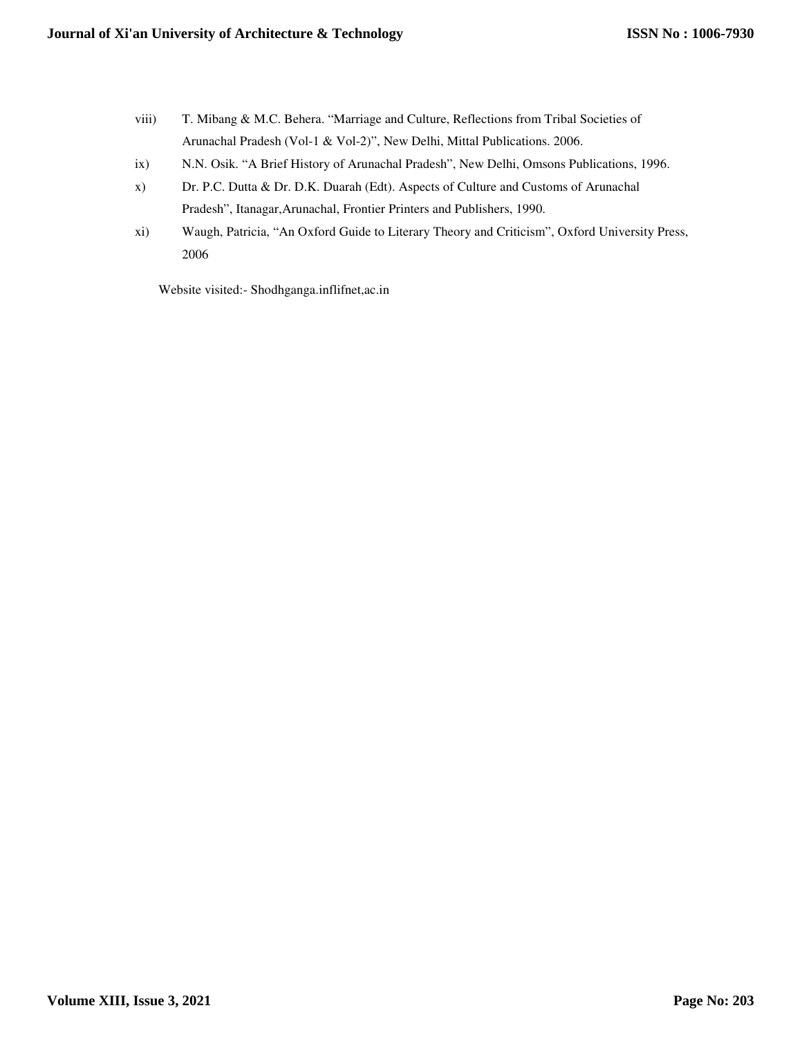viii) T. Mibang & M.C. Behera. "Marriage and Culture, Reflections from Tribal Societies of Arunachal Pradesh (Vol-1 & Vol-2)", New Delhi, Mittal Publications. 2006.

ix) N.N. Osik. "A Brief History of Arunachal Pradesh", New Delhi, Omsons Publications, 1996.

x) Dr. P.C. Dutta & Dr. D.K. Duarah (Edt). Aspects of Culture and Customs of Arunachal Pradesh", Itanagar,Arunachal, Frontier Printers and Publishers, 1990.

xi) Waugh, Patricia, "An Oxford Guide to Literary Theory and Criticism", Oxford University Press, 2006

Website visited:- Shodhganga.inflifnet,ac.in